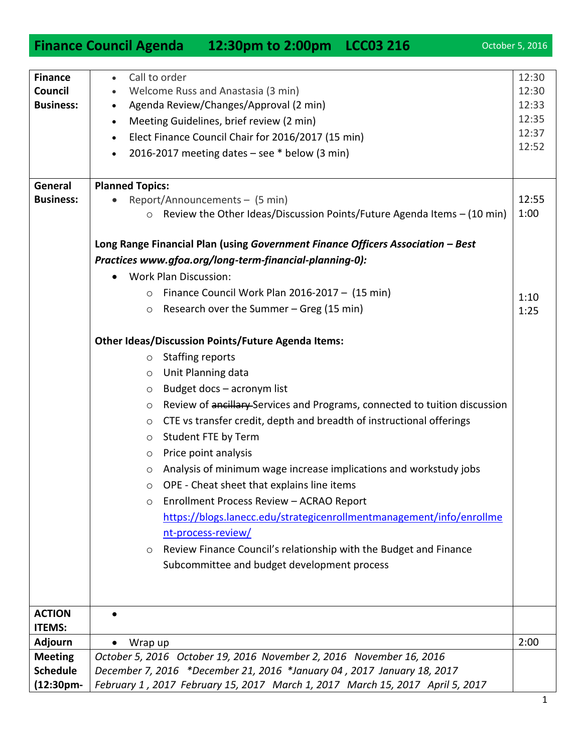# Finance Council Agenda 12:30pm to 2:00pm LCC03 216

October 5, 2016

| | | |
|---|---|---|
| **Finance Council Business:** | • Call to order<br>• Welcome Russ and Anastasia (3 min)<br>• Agenda Review/Changes/Approval (2 min)<br>• Meeting Guidelines, brief review (2 min)<br>• Elect Finance Council Chair for 2016/2017 (15 min)<br>• 2016-2017 meeting dates – see * below (3 min) | 12:30<br>12:30<br>12:33<br>12:35<br>12:37<br>12:52 |
| **General Business:** | **Planned Topics:**<br>• Report/Announcements – (5 min)<br>  ○ Review the Other Ideas/Discussion Points/Future Agenda Items – (10 min)<br><br>**Long Range Financial Plan (using *Government Finance Officers Association – Best Practices www.gfoa.org/long-term-financial-planning-0):***<br>• Work Plan Discussion:<br>  ○ Finance Council Work Plan 2016-2017 – (15 min)<br>  ○ Research over the Summer – Greg (15 min)<br><br>**Other Ideas/Discussion Points/Future Agenda Items:**<br>  ○ Staffing reports<br>  ○ Unit Planning data<br>  ○ Budget docs – acronym list<br>  ○ Review of ~~ancillary~~ Services and Programs, connected to tuition discussion<br>  ○ CTE vs transfer credit, depth and breadth of instructional offerings<br>  ○ Student FTE by Term<br>  ○ Price point analysis<br>  ○ Analysis of minimum wage increase implications and workstudy jobs<br>  ○ OPE - Cheat sheet that explains line items<br>  ○ Enrollment Process Review – ACRAO Report https://blogs.lanecc.edu/strategicenrollmentmanagement/info/enrollment-process-review/<br>  ○ Review Finance Council's relationship with the Budget and Finance Subcommittee and budget development process | <br>12:55<br>1:00<br><br><br><br><br>1:10<br>1:25 |
| **ACTION ITEMS:** | • | |
| **Adjourn** | • Wrap up | 2:00 |
| **Meeting Schedule (12:30pm-** | *October 5, 2016 October 19, 2016 November 2, 2016 November 16, 2016 December 7, 2016 \*December 21, 2016 \*January 04 , 2017 January 18, 2017 February 1 , 2017 February 15, 2017 March 1, 2017 March 15, 2017 April 5, 2017* | |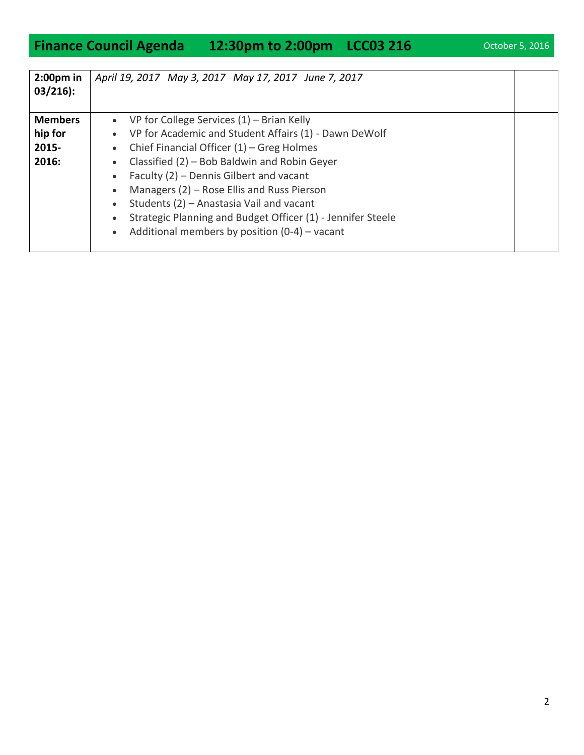| | | |
|---|---|---|
| **2:00pm in 03/216):** | *April 19, 2017   May 3, 2017   May 17, 2017   June 7, 2017* | |
| **Membership for 2015-2016:** | • VP for College Services (1) – Brian Kelly<br>• VP for Academic and Student Affairs (1) - Dawn DeWolf<br>• Chief Financial Officer (1) – Greg Holmes<br>• Classified (2) – Bob Baldwin and Robin Geyer<br>• Faculty (2) – Dennis Gilbert and vacant<br>• Managers (2) – Rose Ellis and Russ Pierson<br>• Students (2) – Anastasia Vail and vacant<br>• Strategic Planning and Budget Officer (1) - Jennifer Steele<br>• Additional members by position (0-4) – vacant | |